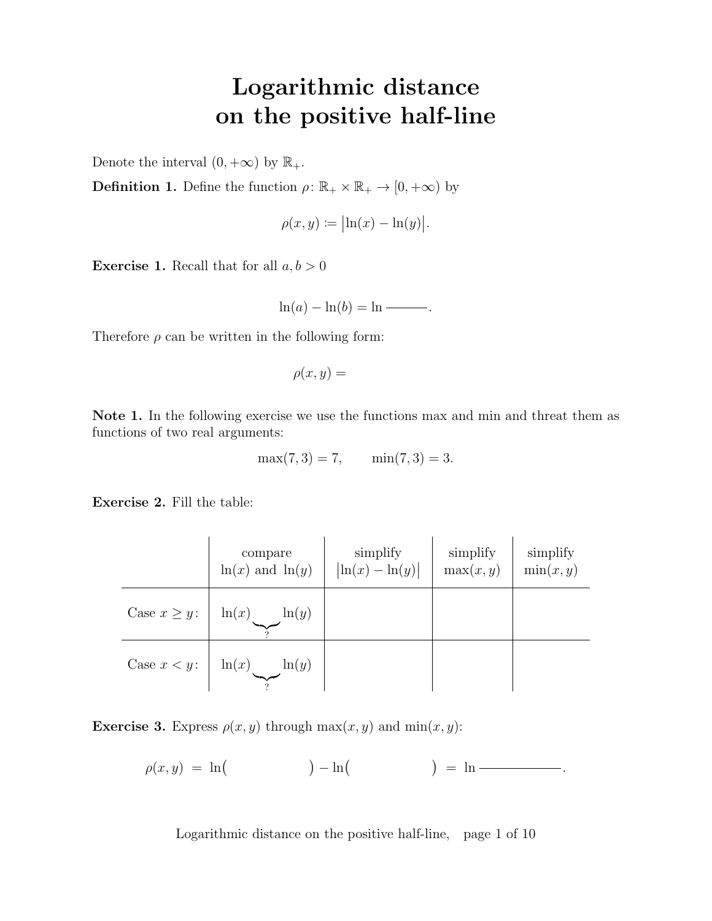# Logarithmic distance on the positive half-line

Denote the interval $(0, +\infty)$ by $\mathbb{R}_+$.

**Definition 1.** Define the function $\rho\colon \mathbb{R}_+ \times \mathbb{R}_+ \to [0, +\infty)$ by

$$\rho(x, y) \coloneqq \big|\ln(x) - \ln(y)\big|.$$

**Exercise 1.** Recall that for all $a, b > 0$

$$\ln(a) - \ln(b) = \ln \rule{1.5cm}{0.4pt}.$$

Therefore $\rho$ can be written in the following form:

$$\rho(x, y) =$$

**Note 1.** In the following exercise we use the functions max and min and threat them as functions of two real arguments:

$$\max(7, 3) = 7, \qquad \min(7, 3) = 3.$$

**Exercise 2.** Fill the table:

| | compare $\ln(x)$ and $\ln(y)$ | simplify $\big\vert\ln(x) - \ln(y)\big\vert$ | simplify $\max(x, y)$ | simplify $\min(x, y)$ |
|---|---|---|---|---|
| Case $x \geq y$: | $\ln(x) \underbrace{\qquad}_{?} \ln(y)$ | | | |
| Case $x < y$: | $\ln(x) \underbrace{\qquad}_{?} \ln(y)$ | | | |

**Exercise 3.** Express $\rho(x, y)$ through $\max(x, y)$ and $\min(x, y)$:

$$\rho(x, y) \;=\; \ln\big( \qquad\qquad \big) - \ln\big( \qquad\qquad \big) \;=\; \ln \rule{2cm}{0.4pt}.$$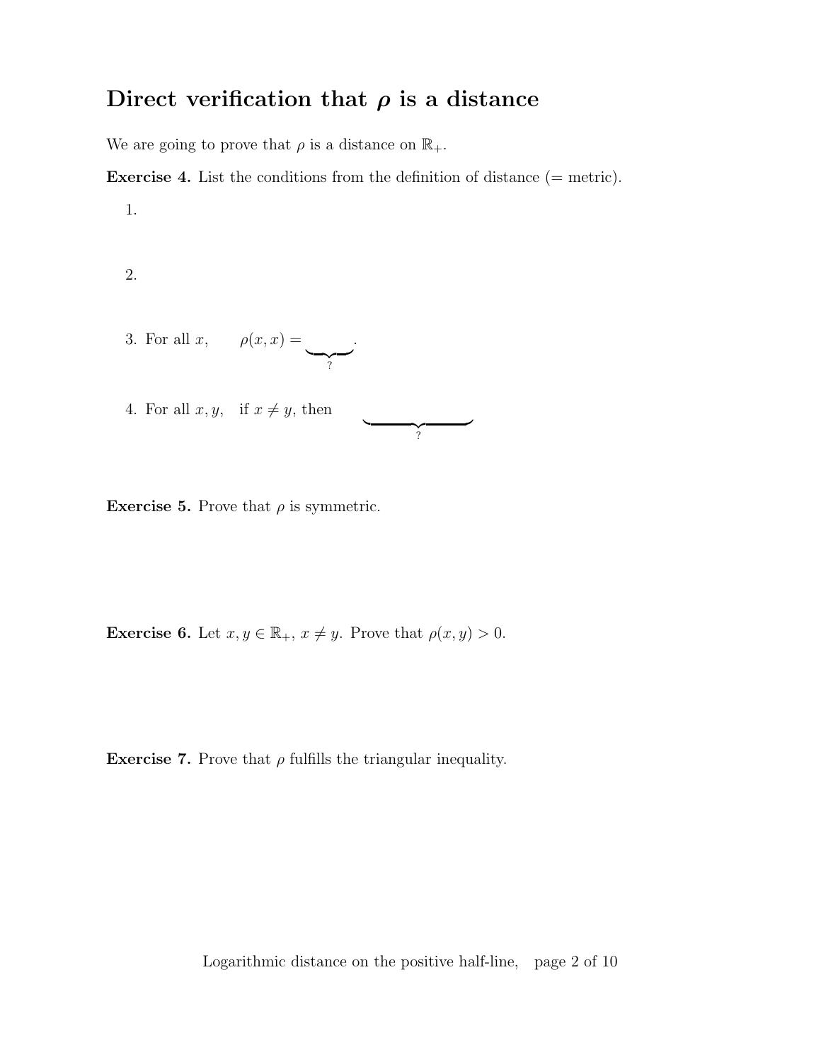## Direct verification that $\boldsymbol{\rho}$ is a distance

We are going to prove that $\rho$ is a distance on $\mathbb{R}_+$.

**Exercise 4.** List the conditions from the definition of distance (= metric).

1.

2.

3. For all $x$, $\qquad \rho(x, x) = \underbrace{\qquad}_{?}$.

4. For all $x, y$, $\quad$ if $x \neq y$, then $\qquad \underbrace{\qquad\qquad\qquad}_{?}$

**Exercise 5.** Prove that $\rho$ is symmetric.

**Exercise 6.** Let $x, y \in \mathbb{R}_+$, $x \neq y$. Prove that $\rho(x, y) > 0$.

**Exercise 7.** Prove that $\rho$ fulfills the triangular inequality.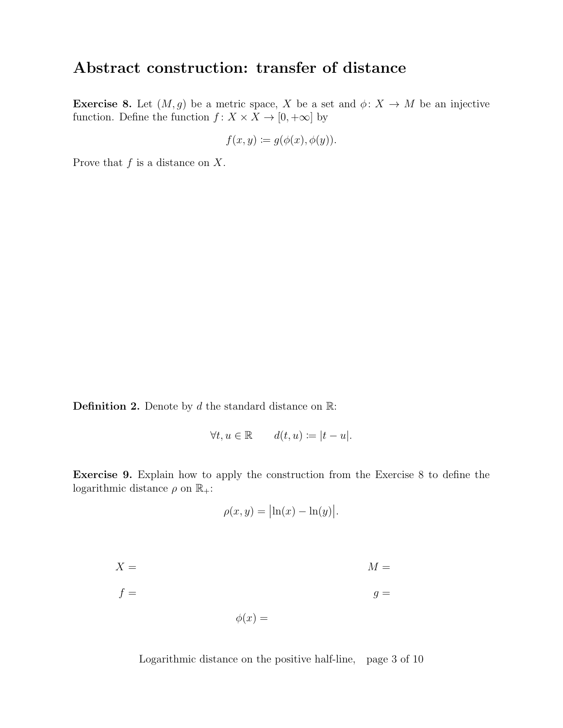## Abstract construction: transfer of distance

**Exercise 8.** Let $(M, g)$ be a metric space, $X$ be a set and $\phi\colon X \to M$ be an injective function. Define the function $f\colon X \times X \to [0, +\infty]$ by

$$f(x, y) := g(\phi(x), \phi(y)).$$

Prove that $f$ is a distance on $X$.

**Definition 2.** Denote by $d$ the standard distance on $\mathbb{R}$:

$$\forall t, u \in \mathbb{R} \qquad d(t, u) := |t - u|.$$

**Exercise 9.** Explain how to apply the construction from the Exercise 8 to define the logarithmic distance $\rho$ on $\mathbb{R}_+$:

$$\rho(x, y) = \big|\ln(x) - \ln(y)\big|.$$

$X =$ $\qquad\qquad$ $M =$

$f =$ $\qquad\qquad$ $g =$

$\phi(x) =$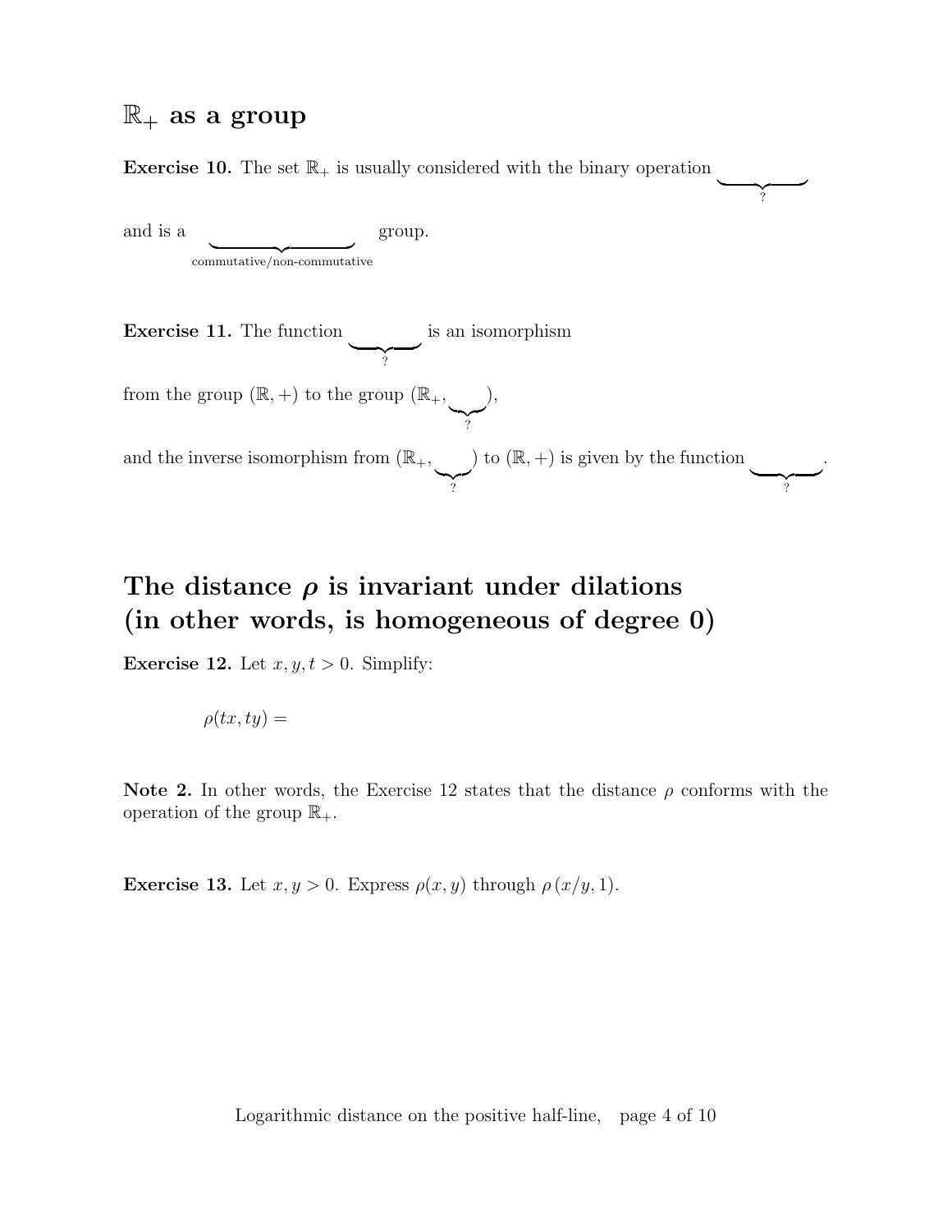## $\mathbb{R}_+$ as a group

**Exercise 10.** The set $\mathbb{R}_+$ is usually considered with the binary operation $\underbrace{\qquad\qquad}_{?}$

and is a $\underbrace{\qquad\qquad\qquad\qquad}_{\text{commutative/non-commutative}}$ group.

**Exercise 11.** The function $\underbrace{\qquad\qquad}_{?}$ is an isomorphism

from the group $(\mathbb{R},+)$ to the group $(\mathbb{R}_+,\underbrace{\qquad}_{?})$,

and the inverse isomorphism from $(\mathbb{R}_+,\underbrace{\qquad}_{?})$ to $(\mathbb{R},+)$ is given by the function $\underbrace{\qquad\qquad}_{?}$.

# The distance $\rho$ is invariant under dilations (in other words, is homogeneous of degree 0)

**Exercise 12.** Let $x, y, t > 0$. Simplify:

$$\rho(tx, ty) =$$

**Note 2.** In other words, the Exercise 12 states that the distance $\rho$ conforms with the operation of the group $\mathbb{R}_+$.

**Exercise 13.** Let $x, y > 0$. Express $\rho(x, y)$ through $\rho\,(x/y, 1)$.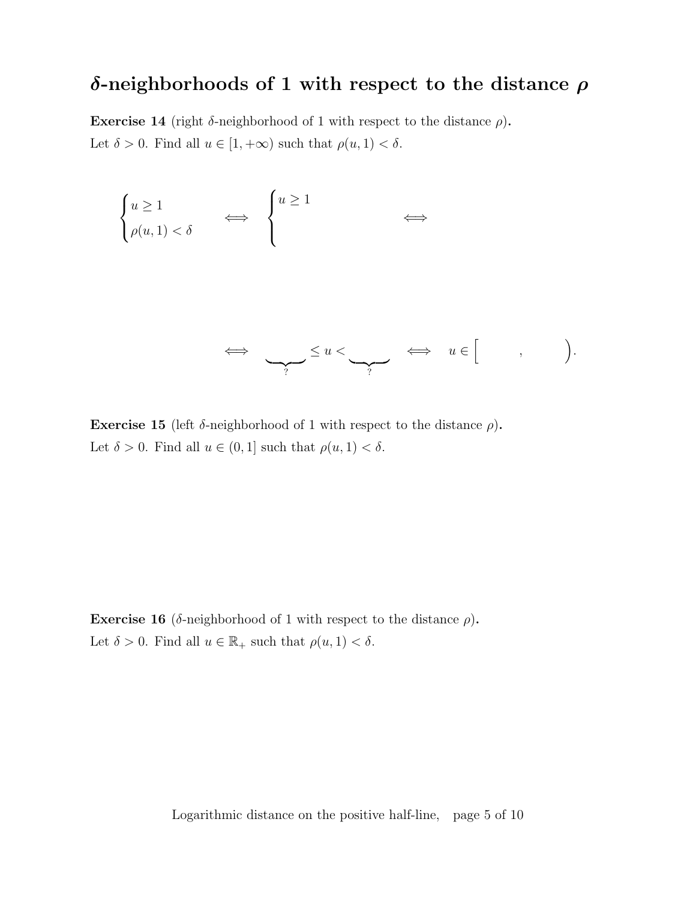## $\boldsymbol{\delta}$-neighborhoods of 1 with respect to the distance $\boldsymbol{\rho}$

**Exercise 14** (right $\delta$-neighborhood of 1 with respect to the distance $\rho$)**.**
Let $\delta > 0$. Find all $u \in [1, +\infty)$ such that $\rho(u, 1) < \delta$.

$$\begin{cases} u \geq 1 \\ \rho(u,1) < \delta \end{cases} \quad \iff \quad \begin{cases} u \geq 1 \\ \phantom{\rho(u,1) < \delta} \end{cases} \quad \iff$$

$$\iff \quad \underbrace{\phantom{xxx}}_{?} \leq u < \underbrace{\phantom{xxx}}_{?} \quad \iff \quad u \in \Big[ \qquad , \qquad \Big).$$

**Exercise 15** (left $\delta$-neighborhood of 1 with respect to the distance $\rho$)**.**
Let $\delta > 0$. Find all $u \in (0, 1]$ such that $\rho(u, 1) < \delta$.

**Exercise 16** ($\delta$-neighborhood of 1 with respect to the distance $\rho$)**.**
Let $\delta > 0$. Find all $u \in \mathbb{R}_+$ such that $\rho(u, 1) < \delta$.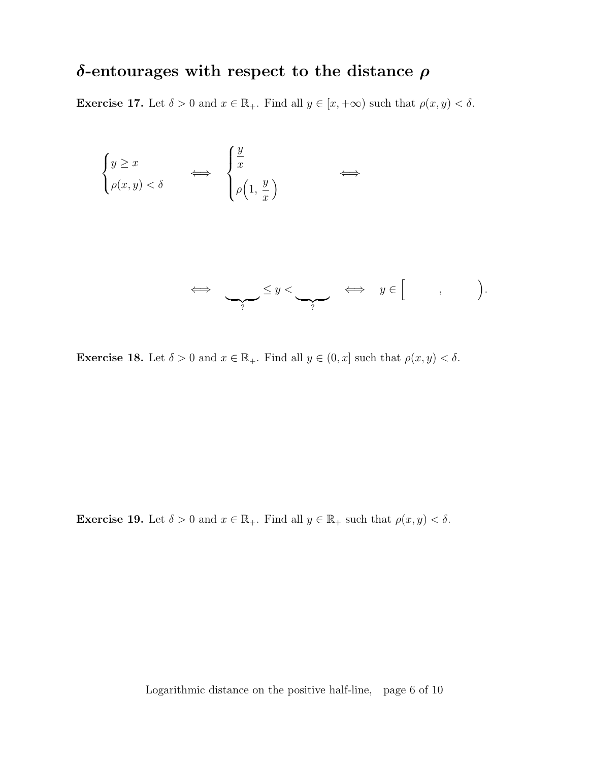## $\boldsymbol{\delta}$-entourages with respect to the distance $\boldsymbol{\rho}$

**Exercise 17.** Let $\delta > 0$ and $x \in \mathbb{R}_+$. Find all $y \in [x, +\infty)$ such that $\rho(x, y) < \delta$.

$$
\begin{cases} y \geq x \\ \rho(x, y) < \delta \end{cases} \quad \Longleftrightarrow \quad \begin{cases} \dfrac{y}{x} \\ \rho\Big(1, \, \dfrac{y}{x}\Big) \end{cases} \quad \Longleftrightarrow
$$

$$
\Longleftrightarrow \quad \underbrace{\qquad}_{?} \leq y < \underbrace{\qquad}_{?} \quad \Longleftrightarrow \quad y \in \Big[ \qquad , \qquad \Big).
$$

**Exercise 18.** Let $\delta > 0$ and $x \in \mathbb{R}_+$. Find all $y \in (0, x]$ such that $\rho(x, y) < \delta$.

**Exercise 19.** Let $\delta > 0$ and $x \in \mathbb{R}_+$. Find all $y \in \mathbb{R}_+$ such that $\rho(x, y) < \delta$.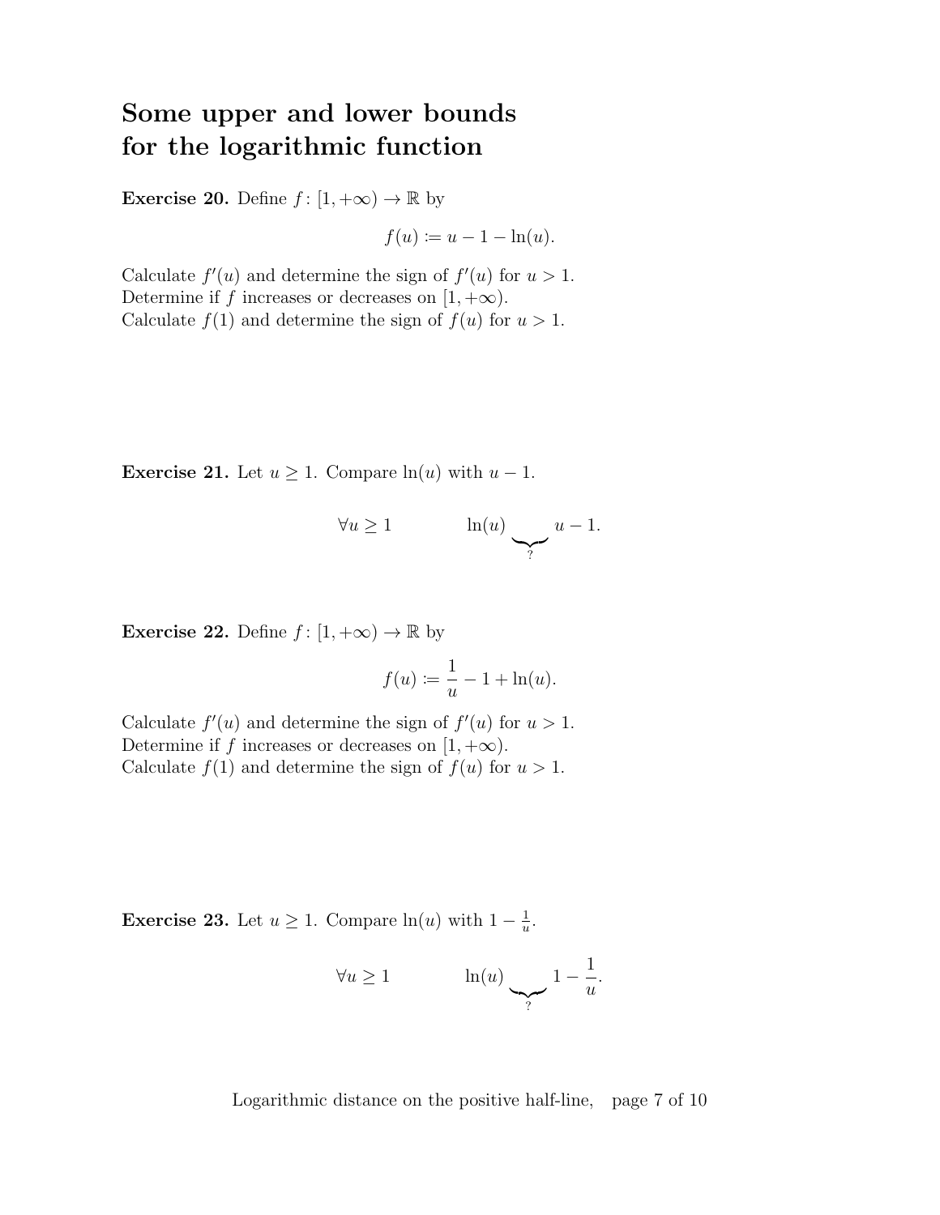# Some upper and lower bounds for the logarithmic function

**Exercise 20.** Define $f\colon [1, +\infty) \to \mathbb{R}$ by

$$f(u) \coloneqq u - 1 - \ln(u).$$

Calculate $f'(u)$ and determine the sign of $f'(u)$ for $u > 1$.
Determine if $f$ increases or decreases on $[1, +\infty)$.
Calculate $f(1)$ and determine the sign of $f(u)$ for $u > 1$.

**Exercise 21.** Let $u \ge 1$. Compare $\ln(u)$ with $u - 1$.

$$\forall u \ge 1 \qquad\qquad \ln(u) \underbrace{\qquad}_{?} u - 1.$$

**Exercise 22.** Define $f\colon [1, +\infty) \to \mathbb{R}$ by

$$f(u) \coloneqq \frac{1}{u} - 1 + \ln(u).$$

Calculate $f'(u)$ and determine the sign of $f'(u)$ for $u > 1$.
Determine if $f$ increases or decreases on $[1, +\infty)$.
Calculate $f(1)$ and determine the sign of $f(u)$ for $u > 1$.

**Exercise 23.** Let $u \ge 1$. Compare $\ln(u)$ with $1 - \frac{1}{u}$.

$$\forall u \ge 1 \qquad\qquad \ln(u) \underbrace{\qquad}_{?} 1 - \frac{1}{u}.$$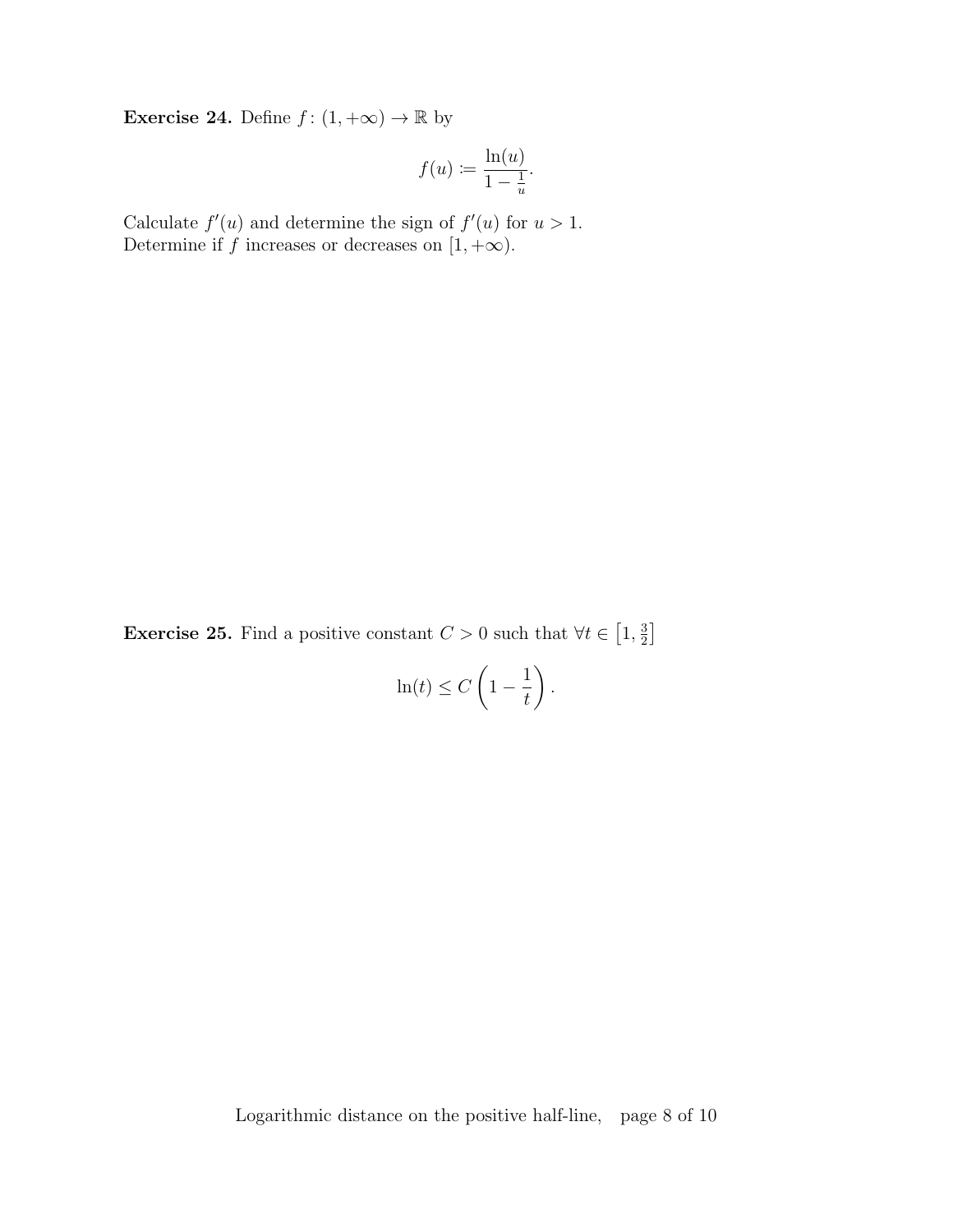**Exercise 24.** Define $f\colon (1,+\infty) \to \mathbb{R}$ by

$$f(u) \coloneqq \frac{\ln(u)}{1 - \frac{1}{u}}.$$

Calculate $f'(u)$ and determine the sign of $f'(u)$ for $u > 1$.
Determine if $f$ increases or decreases on $[1, +\infty)$.

**Exercise 25.** Find a positive constant $C > 0$ such that $\forall t \in \left[1, \frac{3}{2}\right]$

$$\ln(t) \leq C\left(1 - \frac{1}{t}\right).$$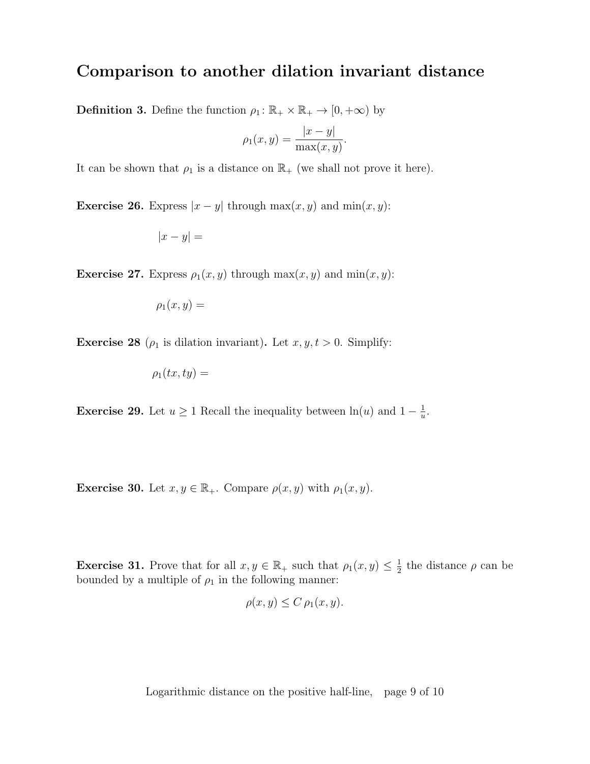# Comparison to another dilation invariant distance

**Definition 3.** Define the function $\rho_1 \colon \mathbb{R}_+ \times \mathbb{R}_+ \to [0, +\infty)$ by

$$\rho_1(x, y) = \frac{|x - y|}{\max(x, y)}.$$

It can be shown that $\rho_1$ is a distance on $\mathbb{R}_+$ (we shall not prove it here).

**Exercise 26.** Express $|x - y|$ through $\max(x, y)$ and $\min(x, y)$:

$|x - y| =$

**Exercise 27.** Express $\rho_1(x, y)$ through $\max(x, y)$ and $\min(x, y)$:

$\rho_1(x, y) =$

**Exercise 28** ($\rho_1$ is dilation invariant)**.** Let $x, y, t > 0$. Simplify:

$\rho_1(tx, ty) =$

**Exercise 29.** Let $u \geq 1$ Recall the inequality between $\ln(u)$ and $1 - \frac{1}{u}$.

**Exercise 30.** Let $x, y \in \mathbb{R}_+$. Compare $\rho(x, y)$ with $\rho_1(x, y)$.

**Exercise 31.** Prove that for all $x, y \in \mathbb{R}_+$ such that $\rho_1(x, y) \leq \frac{1}{2}$ the distance $\rho$ can be bounded by a multiple of $\rho_1$ in the following manner:

$$\rho(x, y) \leq C\, \rho_1(x, y).$$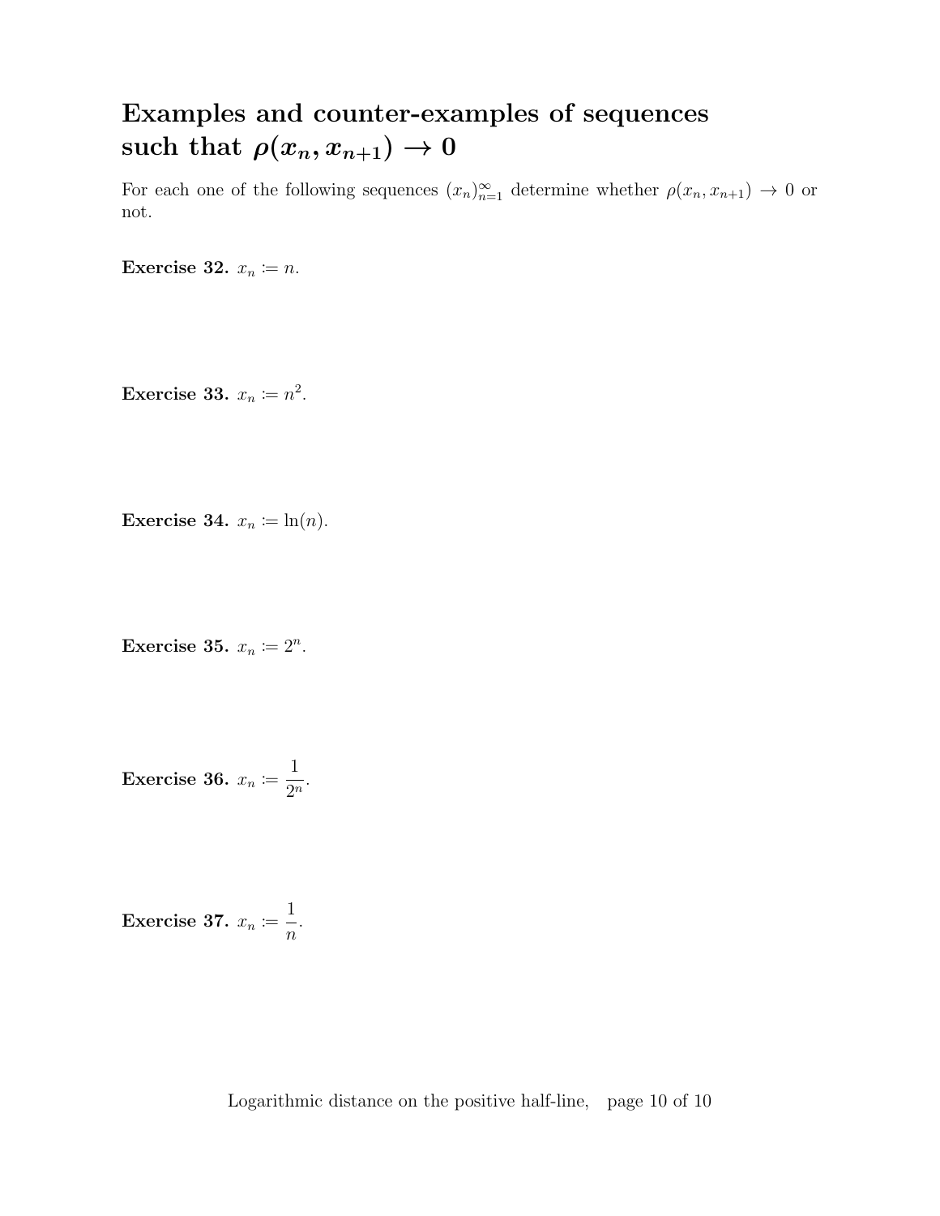## Examples and counter-examples of sequences such that $\rho(x_n, x_{n+1}) \to 0$

For each one of the following sequences $(x_n)_{n=1}^{\infty}$ determine whether $\rho(x_n, x_{n+1}) \to 0$ or not.

**Exercise 32.** $x_n := n$.

**Exercise 33.** $x_n := n^2$.

**Exercise 34.** $x_n := \ln(n)$.

**Exercise 35.** $x_n := 2^n$.

**Exercise 36.** $x_n := \dfrac{1}{2^n}$.

**Exercise 37.** $x_n := \dfrac{1}{n}$.